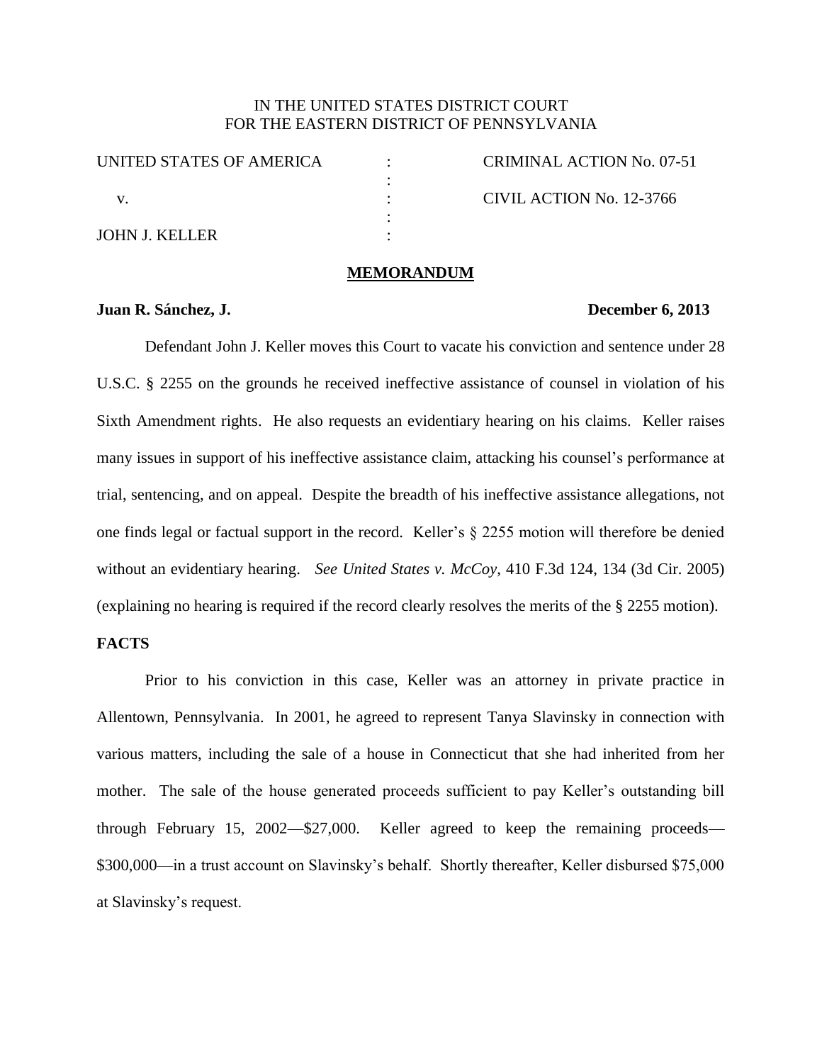IN THE UNITED STATES DISTRICT COURT
FOR THE EASTERN DISTRICT OF PENNSYLVANIA

| | | |
|---|---|---|
| UNITED STATES OF AMERICA | : | CRIMINAL ACTION No. 07-51 |
| | : | |
| v. | : | CIVIL ACTION No. 12-3766 |
| | : | |
| JOHN J. KELLER | : | |

**MEMORANDUM**

**Juan R. Sánchez, J.** **December 6, 2013**

Defendant John J. Keller moves this Court to vacate his conviction and sentence under 28 U.S.C. § 2255 on the grounds he received ineffective assistance of counsel in violation of his Sixth Amendment rights. He also requests an evidentiary hearing on his claims. Keller raises many issues in support of his ineffective assistance claim, attacking his counsel's performance at trial, sentencing, and on appeal. Despite the breadth of his ineffective assistance allegations, not one finds legal or factual support in the record. Keller's § 2255 motion will therefore be denied without an evidentiary hearing. *See United States v. McCoy*, 410 F.3d 124, 134 (3d Cir. 2005) (explaining no hearing is required if the record clearly resolves the merits of the § 2255 motion).

**FACTS**

Prior to his conviction in this case, Keller was an attorney in private practice in Allentown, Pennsylvania. In 2001, he agreed to represent Tanya Slavinsky in connection with various matters, including the sale of a house in Connecticut that she had inherited from her mother. The sale of the house generated proceeds sufficient to pay Keller's outstanding bill through February 15, 2002—$27,000. Keller agreed to keep the remaining proceeds—$300,000—in a trust account on Slavinsky's behalf. Shortly thereafter, Keller disbursed $75,000 at Slavinsky's request.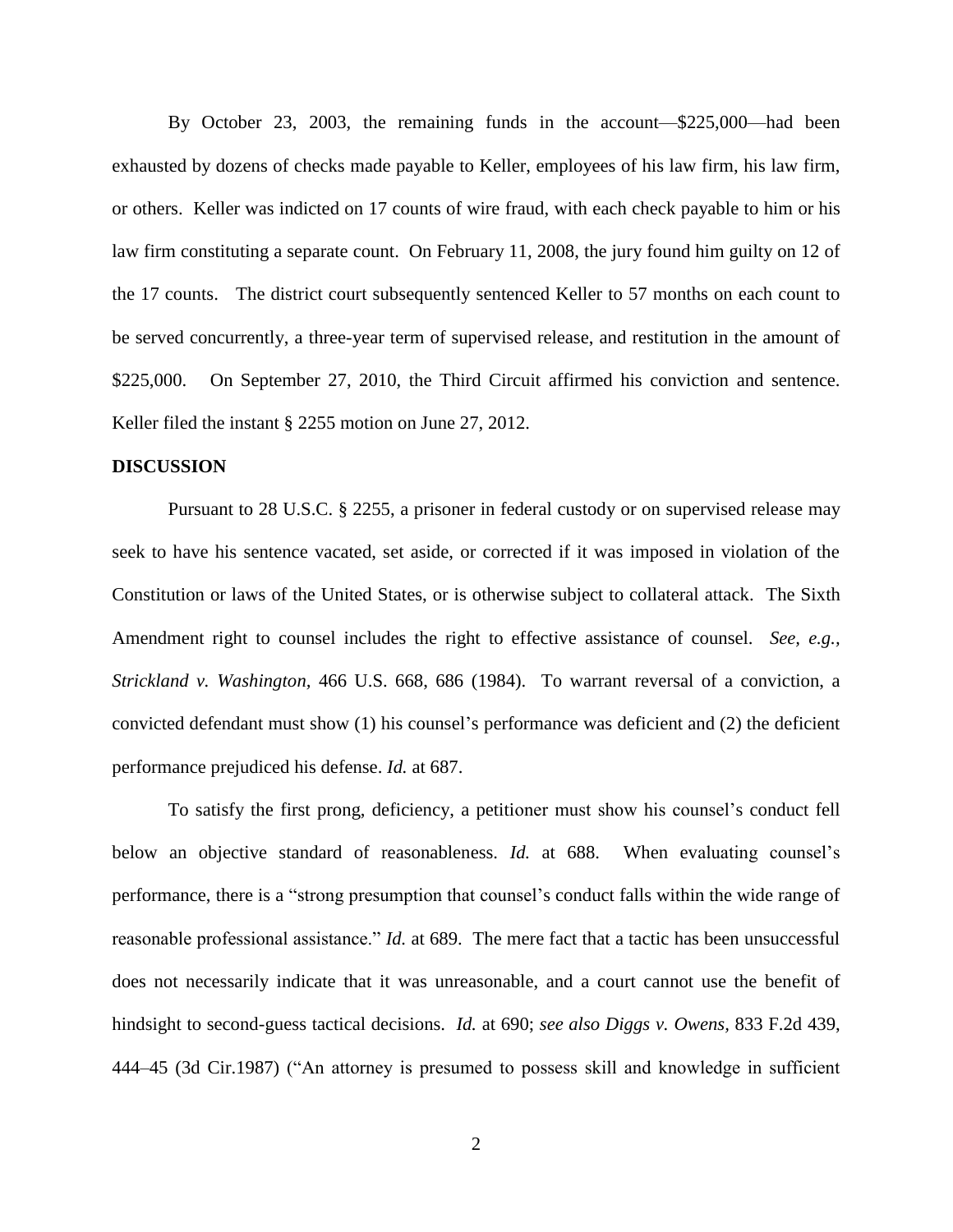By October 23, 2003, the remaining funds in the account—$225,000—had been exhausted by dozens of checks made payable to Keller, employees of his law firm, his law firm, or others. Keller was indicted on 17 counts of wire fraud, with each check payable to him or his law firm constituting a separate count. On February 11, 2008, the jury found him guilty on 12 of the 17 counts. The district court subsequently sentenced Keller to 57 months on each count to be served concurrently, a three-year term of supervised release, and restitution in the amount of $225,000. On September 27, 2010, the Third Circuit affirmed his conviction and sentence. Keller filed the instant § 2255 motion on June 27, 2012.

**DISCUSSION**

Pursuant to 28 U.S.C. § 2255, a prisoner in federal custody or on supervised release may seek to have his sentence vacated, set aside, or corrected if it was imposed in violation of the Constitution or laws of the United States, or is otherwise subject to collateral attack. The Sixth Amendment right to counsel includes the right to effective assistance of counsel. *See, e.g., Strickland v. Washington,* 466 U.S. 668, 686 (1984). To warrant reversal of a conviction, a convicted defendant must show (1) his counsel's performance was deficient and (2) the deficient performance prejudiced his defense. *Id.* at 687.

To satisfy the first prong, deficiency, a petitioner must show his counsel's conduct fell below an objective standard of reasonableness. *Id.* at 688. When evaluating counsel's performance, there is a "strong presumption that counsel's conduct falls within the wide range of reasonable professional assistance." *Id.* at 689. The mere fact that a tactic has been unsuccessful does not necessarily indicate that it was unreasonable, and a court cannot use the benefit of hindsight to second-guess tactical decisions. *Id.* at 690; *see also Diggs v. Owens,* 833 F.2d 439, 444–45 (3d Cir.1987) ("An attorney is presumed to possess skill and knowledge in sufficient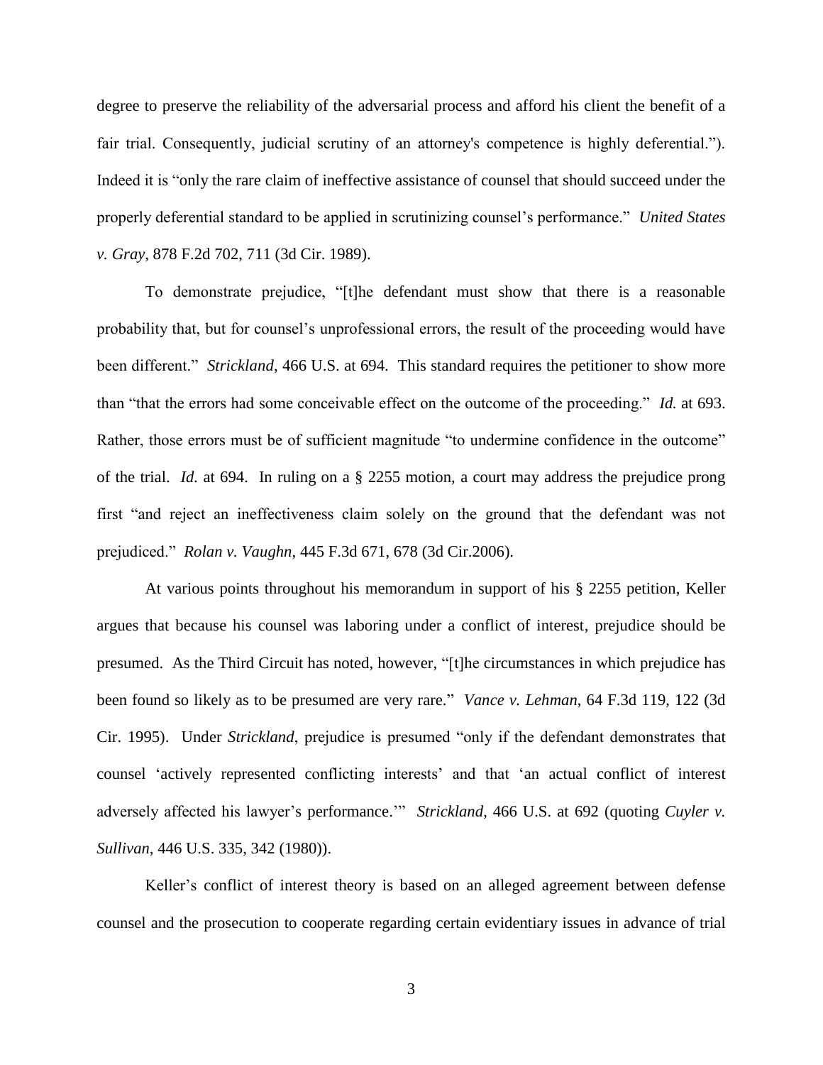degree to preserve the reliability of the adversarial process and afford his client the benefit of a fair trial. Consequently, judicial scrutiny of an attorney's competence is highly deferential."). Indeed it is "only the rare claim of ineffective assistance of counsel that should succeed under the properly deferential standard to be applied in scrutinizing counsel's performance." *United States v. Gray*, 878 F.2d 702, 711 (3d Cir. 1989).

To demonstrate prejudice, "[t]he defendant must show that there is a reasonable probability that, but for counsel's unprofessional errors, the result of the proceeding would have been different." *Strickland*, 466 U.S. at 694. This standard requires the petitioner to show more than "that the errors had some conceivable effect on the outcome of the proceeding." *Id.* at 693. Rather, those errors must be of sufficient magnitude "to undermine confidence in the outcome" of the trial. *Id.* at 694. In ruling on a § 2255 motion, a court may address the prejudice prong first "and reject an ineffectiveness claim solely on the ground that the defendant was not prejudiced." *Rolan v. Vaughn,* 445 F.3d 671, 678 (3d Cir.2006).

At various points throughout his memorandum in support of his § 2255 petition, Keller argues that because his counsel was laboring under a conflict of interest, prejudice should be presumed. As the Third Circuit has noted, however, "[t]he circumstances in which prejudice has been found so likely as to be presumed are very rare." *Vance v. Lehman*, 64 F.3d 119, 122 (3d Cir. 1995). Under *Strickland*, prejudice is presumed "only if the defendant demonstrates that counsel 'actively represented conflicting interests' and that 'an actual conflict of interest adversely affected his lawyer's performance.'" *Strickland*, 466 U.S. at 692 (quoting *Cuyler v. Sullivan*, 446 U.S. 335, 342 (1980)).

Keller's conflict of interest theory is based on an alleged agreement between defense counsel and the prosecution to cooperate regarding certain evidentiary issues in advance of trial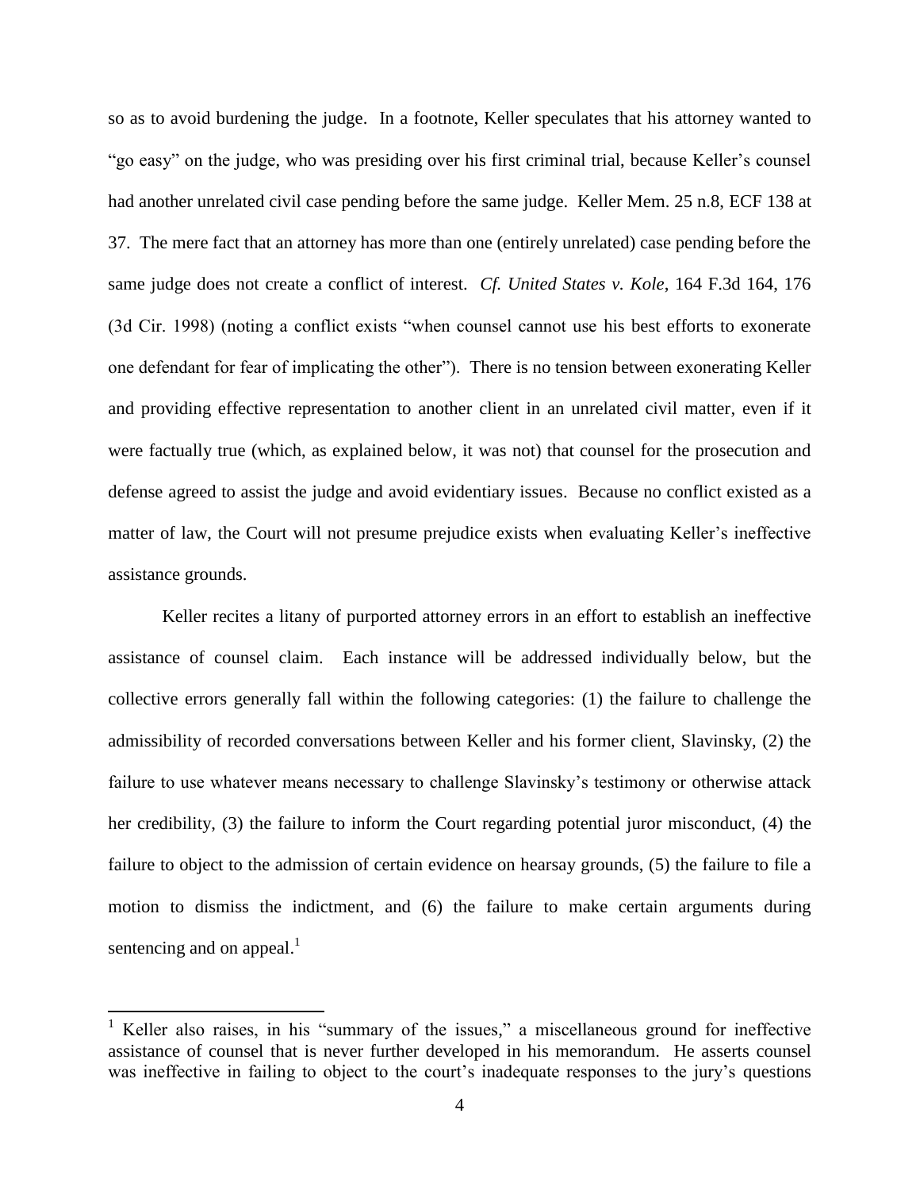so as to avoid burdening the judge. In a footnote, Keller speculates that his attorney wanted to "go easy" on the judge, who was presiding over his first criminal trial, because Keller's counsel had another unrelated civil case pending before the same judge. Keller Mem. 25 n.8, ECF 138 at 37. The mere fact that an attorney has more than one (entirely unrelated) case pending before the same judge does not create a conflict of interest. *Cf. United States v. Kole*, 164 F.3d 164, 176 (3d Cir. 1998) (noting a conflict exists "when counsel cannot use his best efforts to exonerate one defendant for fear of implicating the other"). There is no tension between exonerating Keller and providing effective representation to another client in an unrelated civil matter, even if it were factually true (which, as explained below, it was not) that counsel for the prosecution and defense agreed to assist the judge and avoid evidentiary issues. Because no conflict existed as a matter of law, the Court will not presume prejudice exists when evaluating Keller's ineffective assistance grounds.

Keller recites a litany of purported attorney errors in an effort to establish an ineffective assistance of counsel claim. Each instance will be addressed individually below, but the collective errors generally fall within the following categories: (1) the failure to challenge the admissibility of recorded conversations between Keller and his former client, Slavinsky, (2) the failure to use whatever means necessary to challenge Slavinsky's testimony or otherwise attack her credibility, (3) the failure to inform the Court regarding potential juror misconduct, (4) the failure to object to the admission of certain evidence on hearsay grounds, (5) the failure to file a motion to dismiss the indictment, and (6) the failure to make certain arguments during sentencing and on appeal.[1]

[1] Keller also raises, in his "summary of the issues," a miscellaneous ground for ineffective assistance of counsel that is never further developed in his memorandum. He asserts counsel was ineffective in failing to object to the court's inadequate responses to the jury's questions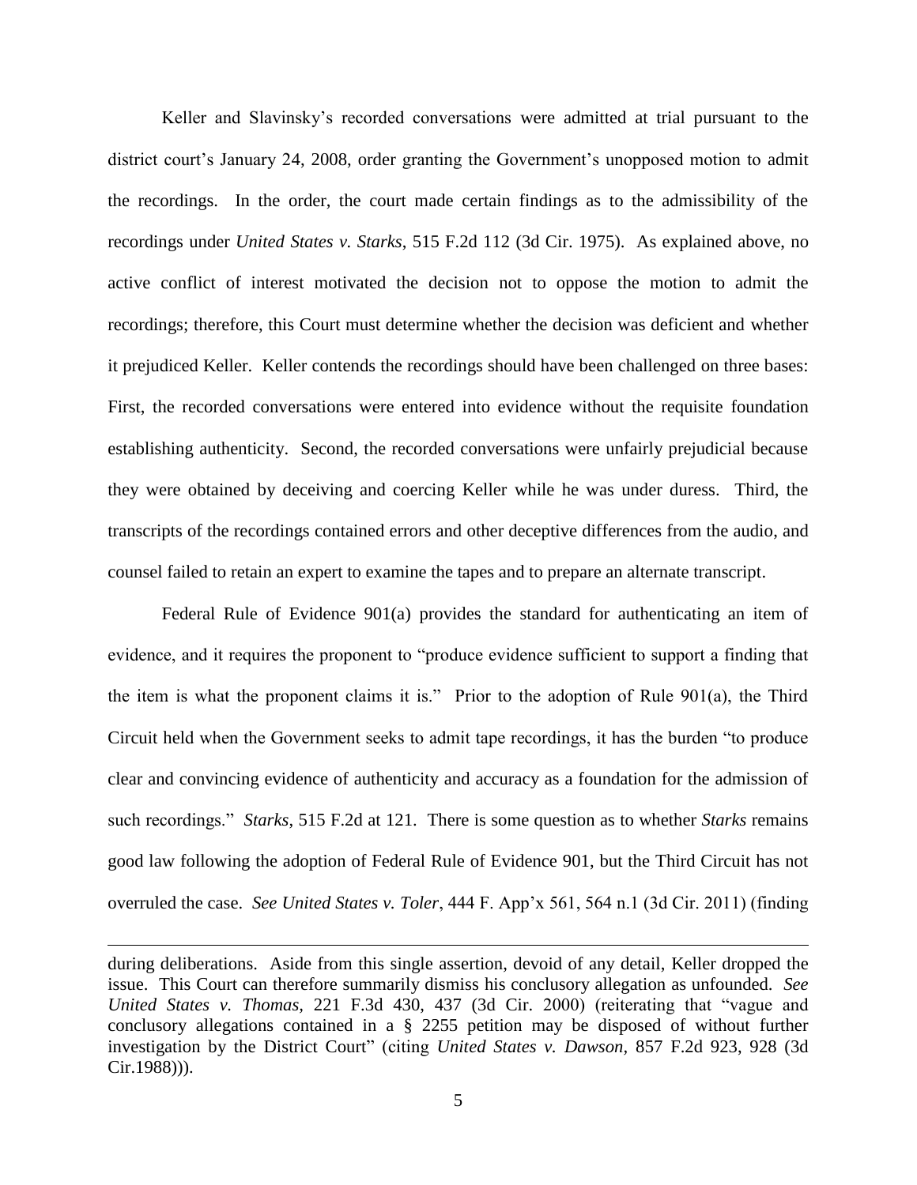Keller and Slavinsky's recorded conversations were admitted at trial pursuant to the district court's January 24, 2008, order granting the Government's unopposed motion to admit the recordings. In the order, the court made certain findings as to the admissibility of the recordings under *United States v. Starks*, 515 F.2d 112 (3d Cir. 1975). As explained above, no active conflict of interest motivated the decision not to oppose the motion to admit the recordings; therefore, this Court must determine whether the decision was deficient and whether it prejudiced Keller. Keller contends the recordings should have been challenged on three bases: First, the recorded conversations were entered into evidence without the requisite foundation establishing authenticity. Second, the recorded conversations were unfairly prejudicial because they were obtained by deceiving and coercing Keller while he was under duress. Third, the transcripts of the recordings contained errors and other deceptive differences from the audio, and counsel failed to retain an expert to examine the tapes and to prepare an alternate transcript.

Federal Rule of Evidence 901(a) provides the standard for authenticating an item of evidence, and it requires the proponent to "produce evidence sufficient to support a finding that the item is what the proponent claims it is." Prior to the adoption of Rule 901(a), the Third Circuit held when the Government seeks to admit tape recordings, it has the burden "to produce clear and convincing evidence of authenticity and accuracy as a foundation for the admission of such recordings." *Starks*, 515 F.2d at 121. There is some question as to whether *Starks* remains good law following the adoption of Federal Rule of Evidence 901, but the Third Circuit has not overruled the case. *See United States v. Toler*, 444 F. App'x 561, 564 n.1 (3d Cir. 2011) (finding

---

during deliberations. Aside from this single assertion, devoid of any detail, Keller dropped the issue. This Court can therefore summarily dismiss his conclusory allegation as unfounded. *See United States v. Thomas*, 221 F.3d 430, 437 (3d Cir. 2000) (reiterating that "vague and conclusory allegations contained in a § 2255 petition may be disposed of without further investigation by the District Court" (citing *United States v. Dawson*, 857 F.2d 923, 928 (3d Cir.1988))).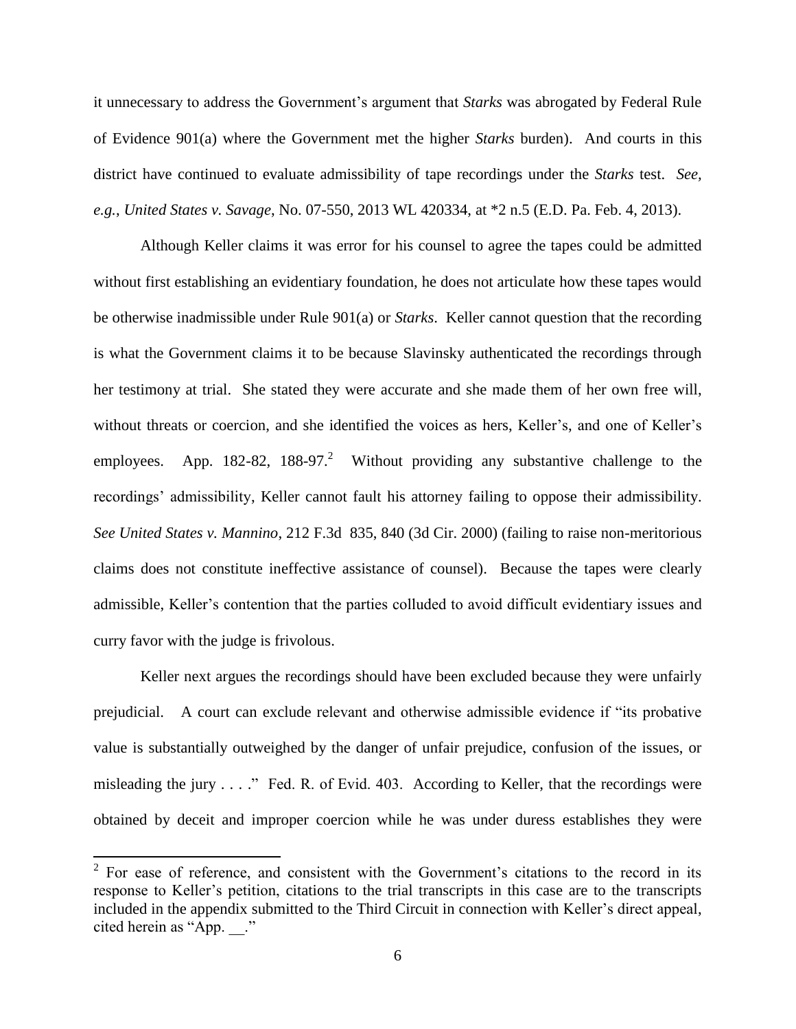it unnecessary to address the Government's argument that *Starks* was abrogated by Federal Rule of Evidence 901(a) where the Government met the higher *Starks* burden). And courts in this district have continued to evaluate admissibility of tape recordings under the *Starks* test. *See, e.g.*, *United States v. Savage*, No. 07-550, 2013 WL 420334, at *2 n.5 (E.D. Pa. Feb. 4, 2013).

Although Keller claims it was error for his counsel to agree the tapes could be admitted without first establishing an evidentiary foundation, he does not articulate how these tapes would be otherwise inadmissible under Rule 901(a) or *Starks*. Keller cannot question that the recording is what the Government claims it to be because Slavinsky authenticated the recordings through her testimony at trial. She stated they were accurate and she made them of her own free will, without threats or coercion, and she identified the voices as hers, Keller's, and one of Keller's employees. App. 182-82, 188-97.[2] Without providing any substantive challenge to the recordings' admissibility, Keller cannot fault his attorney failing to oppose their admissibility. *See United States v. Mannino*, 212 F.3d 835, 840 (3d Cir. 2000) (failing to raise non-meritorious claims does not constitute ineffective assistance of counsel). Because the tapes were clearly admissible, Keller's contention that the parties colluded to avoid difficult evidentiary issues and curry favor with the judge is frivolous.

Keller next argues the recordings should have been excluded because they were unfairly prejudicial. A court can exclude relevant and otherwise admissible evidence if "its probative value is substantially outweighed by the danger of unfair prejudice, confusion of the issues, or misleading the jury . . . ." Fed. R. of Evid. 403. According to Keller, that the recordings were obtained by deceit and improper coercion while he was under duress establishes they were

[2] For ease of reference, and consistent with the Government's citations to the record in its response to Keller's petition, citations to the trial transcripts in this case are to the transcripts included in the appendix submitted to the Third Circuit in connection with Keller's direct appeal, cited herein as "App. __."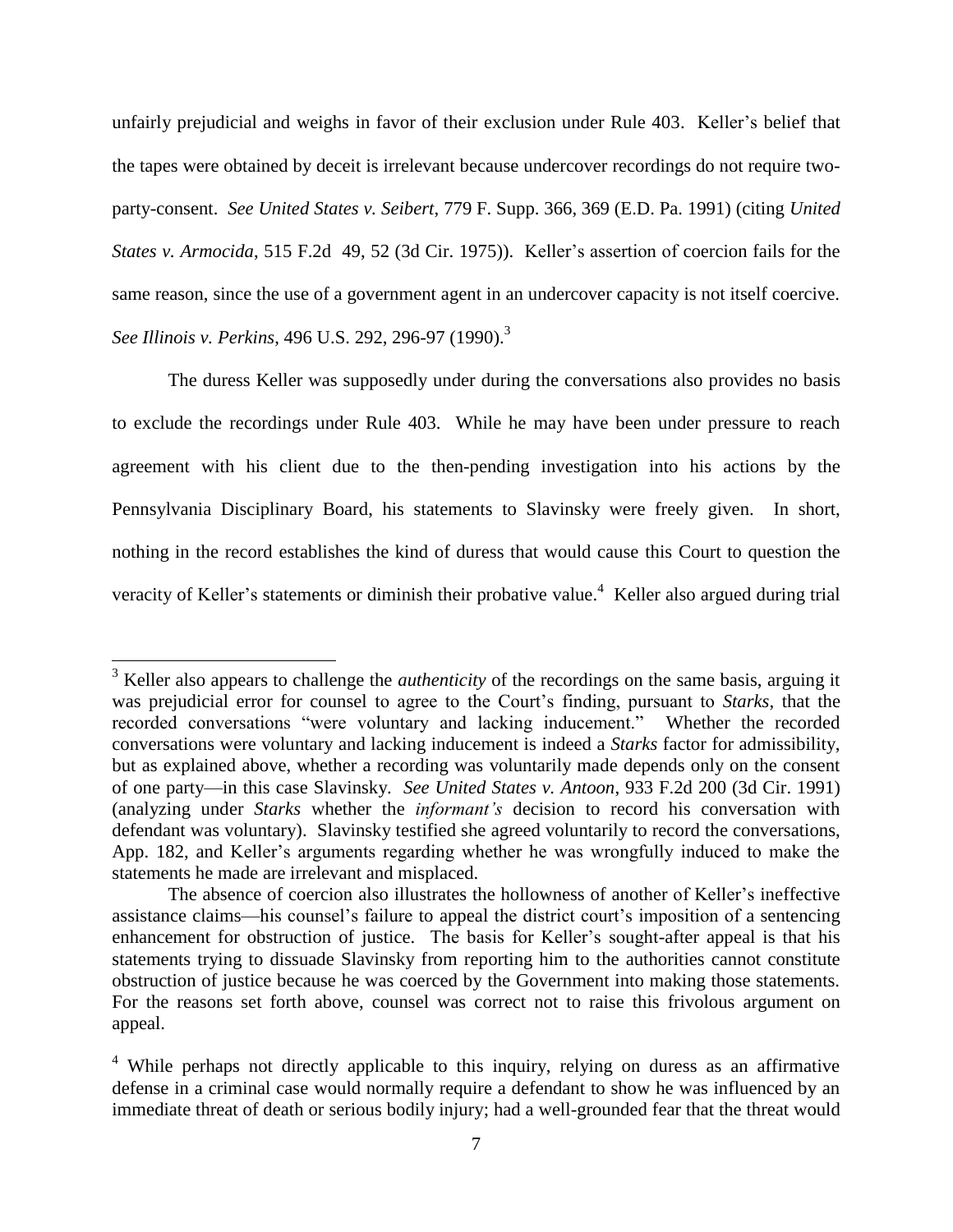unfairly prejudicial and weighs in favor of their exclusion under Rule 403. Keller's belief that the tapes were obtained by deceit is irrelevant because undercover recordings do not require two-party-consent. *See United States v. Seibert*, 779 F. Supp. 366, 369 (E.D. Pa. 1991) (citing *United States v. Armocida*, 515 F.2d 49, 52 (3d Cir. 1975)). Keller's assertion of coercion fails for the same reason, since the use of a government agent in an undercover capacity is not itself coercive. *See Illinois v. Perkins*, 496 U.S. 292, 296-97 (1990).[3]

The duress Keller was supposedly under during the conversations also provides no basis to exclude the recordings under Rule 403. While he may have been under pressure to reach agreement with his client due to the then-pending investigation into his actions by the Pennsylvania Disciplinary Board, his statements to Slavinsky were freely given. In short, nothing in the record establishes the kind of duress that would cause this Court to question the veracity of Keller's statements or diminish their probative value.[4] Keller also argued during trial

---

[3] Keller also appears to challenge the *authenticity* of the recordings on the same basis, arguing it was prejudicial error for counsel to agree to the Court's finding, pursuant to *Starks*, that the recorded conversations "were voluntary and lacking inducement." Whether the recorded conversations were voluntary and lacking inducement is indeed a *Starks* factor for admissibility, but as explained above, whether a recording was voluntarily made depends only on the consent of one party—in this case Slavinsky. *See United States v. Antoon*, 933 F.2d 200 (3d Cir. 1991) (analyzing under *Starks* whether the *informant's* decision to record his conversation with defendant was voluntary). Slavinsky testified she agreed voluntarily to record the conversations, App. 182, and Keller's arguments regarding whether he was wrongfully induced to make the statements he made are irrelevant and misplaced.

The absence of coercion also illustrates the hollowness of another of Keller's ineffective assistance claims—his counsel's failure to appeal the district court's imposition of a sentencing enhancement for obstruction of justice. The basis for Keller's sought-after appeal is that his statements trying to dissuade Slavinsky from reporting him to the authorities cannot constitute obstruction of justice because he was coerced by the Government into making those statements. For the reasons set forth above, counsel was correct not to raise this frivolous argument on appeal.

[4] While perhaps not directly applicable to this inquiry, relying on duress as an affirmative defense in a criminal case would normally require a defendant to show he was influenced by an immediate threat of death or serious bodily injury; had a well-grounded fear that the threat would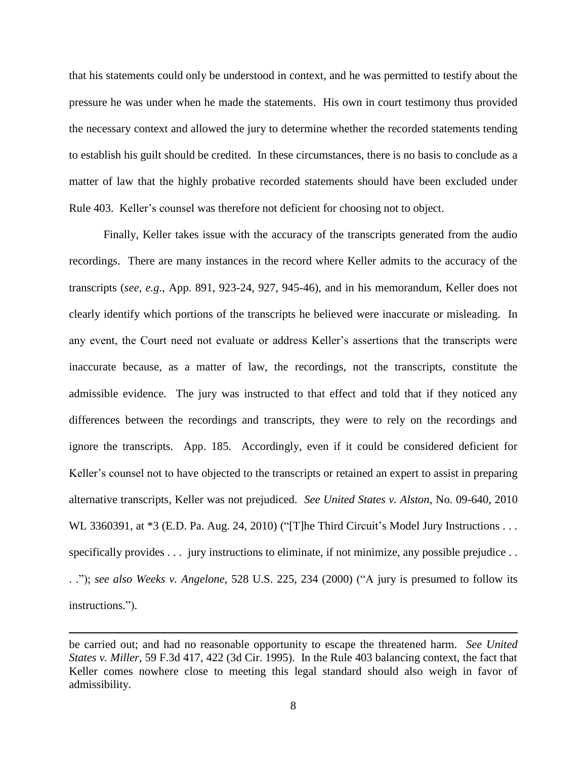that his statements could only be understood in context, and he was permitted to testify about the pressure he was under when he made the statements. His own in court testimony thus provided the necessary context and allowed the jury to determine whether the recorded statements tending to establish his guilt should be credited. In these circumstances, there is no basis to conclude as a matter of law that the highly probative recorded statements should have been excluded under Rule 403. Keller's counsel was therefore not deficient for choosing not to object.

Finally, Keller takes issue with the accuracy of the transcripts generated from the audio recordings. There are many instances in the record where Keller admits to the accuracy of the transcripts (*see, e.g.,* App. 891, 923-24, 927, 945-46), and in his memorandum, Keller does not clearly identify which portions of the transcripts he believed were inaccurate or misleading. In any event, the Court need not evaluate or address Keller's assertions that the transcripts were inaccurate because, as a matter of law, the recordings, not the transcripts, constitute the admissible evidence. The jury was instructed to that effect and told that if they noticed any differences between the recordings and transcripts, they were to rely on the recordings and ignore the transcripts. App. 185. Accordingly, even if it could be considered deficient for Keller's counsel not to have objected to the transcripts or retained an expert to assist in preparing alternative transcripts, Keller was not prejudiced. *See United States v. Alston*, No. 09-640, 2010 WL 3360391, at *3 (E.D. Pa. Aug. 24, 2010) ("[T]he Third Circuit's Model Jury Instructions . . . specifically provides . . . jury instructions to eliminate, if not minimize, any possible prejudice . . . ."); *see also Weeks v. Angelone*, 528 U.S. 225, 234 (2000) ("A jury is presumed to follow its instructions.").

---

be carried out; and had no reasonable opportunity to escape the threatened harm. *See United States v. Miller*, 59 F.3d 417, 422 (3d Cir. 1995). In the Rule 403 balancing context, the fact that Keller comes nowhere close to meeting this legal standard should also weigh in favor of admissibility.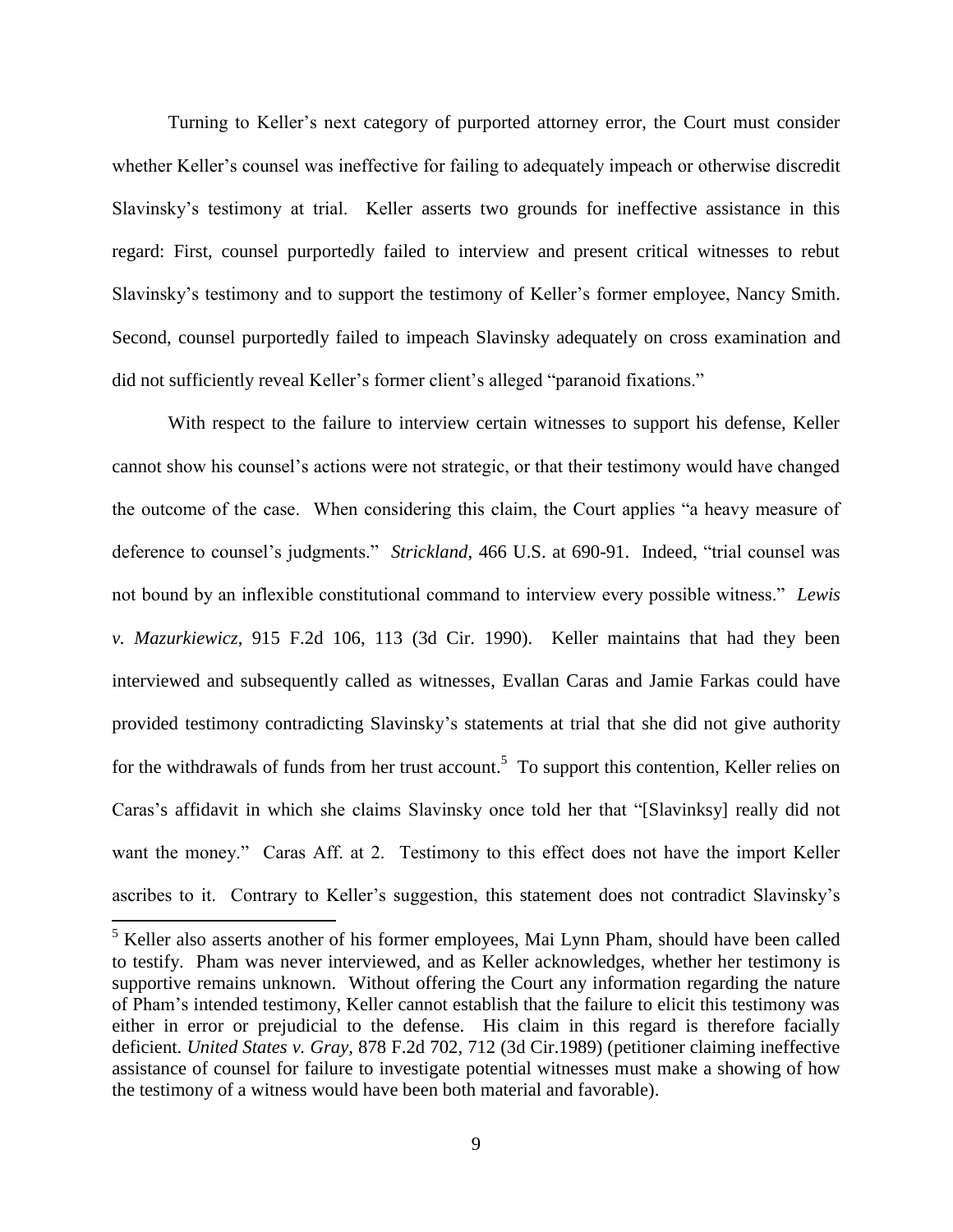Turning to Keller's next category of purported attorney error, the Court must consider whether Keller's counsel was ineffective for failing to adequately impeach or otherwise discredit Slavinsky's testimony at trial. Keller asserts two grounds for ineffective assistance in this regard: First, counsel purportedly failed to interview and present critical witnesses to rebut Slavinsky's testimony and to support the testimony of Keller's former employee, Nancy Smith. Second, counsel purportedly failed to impeach Slavinsky adequately on cross examination and did not sufficiently reveal Keller's former client's alleged "paranoid fixations."

With respect to the failure to interview certain witnesses to support his defense, Keller cannot show his counsel's actions were not strategic, or that their testimony would have changed the outcome of the case. When considering this claim, the Court applies "a heavy measure of deference to counsel's judgments." *Strickland*, 466 U.S. at 690-91. Indeed, "trial counsel was not bound by an inflexible constitutional command to interview every possible witness." *Lewis v. Mazurkiewicz*, 915 F.2d 106, 113 (3d Cir. 1990). Keller maintains that had they been interviewed and subsequently called as witnesses, Evallan Caras and Jamie Farkas could have provided testimony contradicting Slavinsky's statements at trial that she did not give authority for the withdrawals of funds from her trust account.[5] To support this contention, Keller relies on Caras's affidavit in which she claims Slavinsky once told her that "[Slavinksy] really did not want the money." Caras Aff. at 2. Testimony to this effect does not have the import Keller ascribes to it. Contrary to Keller's suggestion, this statement does not contradict Slavinsky's

[5] Keller also asserts another of his former employees, Mai Lynn Pham, should have been called to testify. Pham was never interviewed, and as Keller acknowledges, whether her testimony is supportive remains unknown. Without offering the Court any information regarding the nature of Pham's intended testimony, Keller cannot establish that the failure to elicit this testimony was either in error or prejudicial to the defense. His claim in this regard is therefore facially deficient. *United States v. Gray*, 878 F.2d 702, 712 (3d Cir.1989) (petitioner claiming ineffective assistance of counsel for failure to investigate potential witnesses must make a showing of how the testimony of a witness would have been both material and favorable).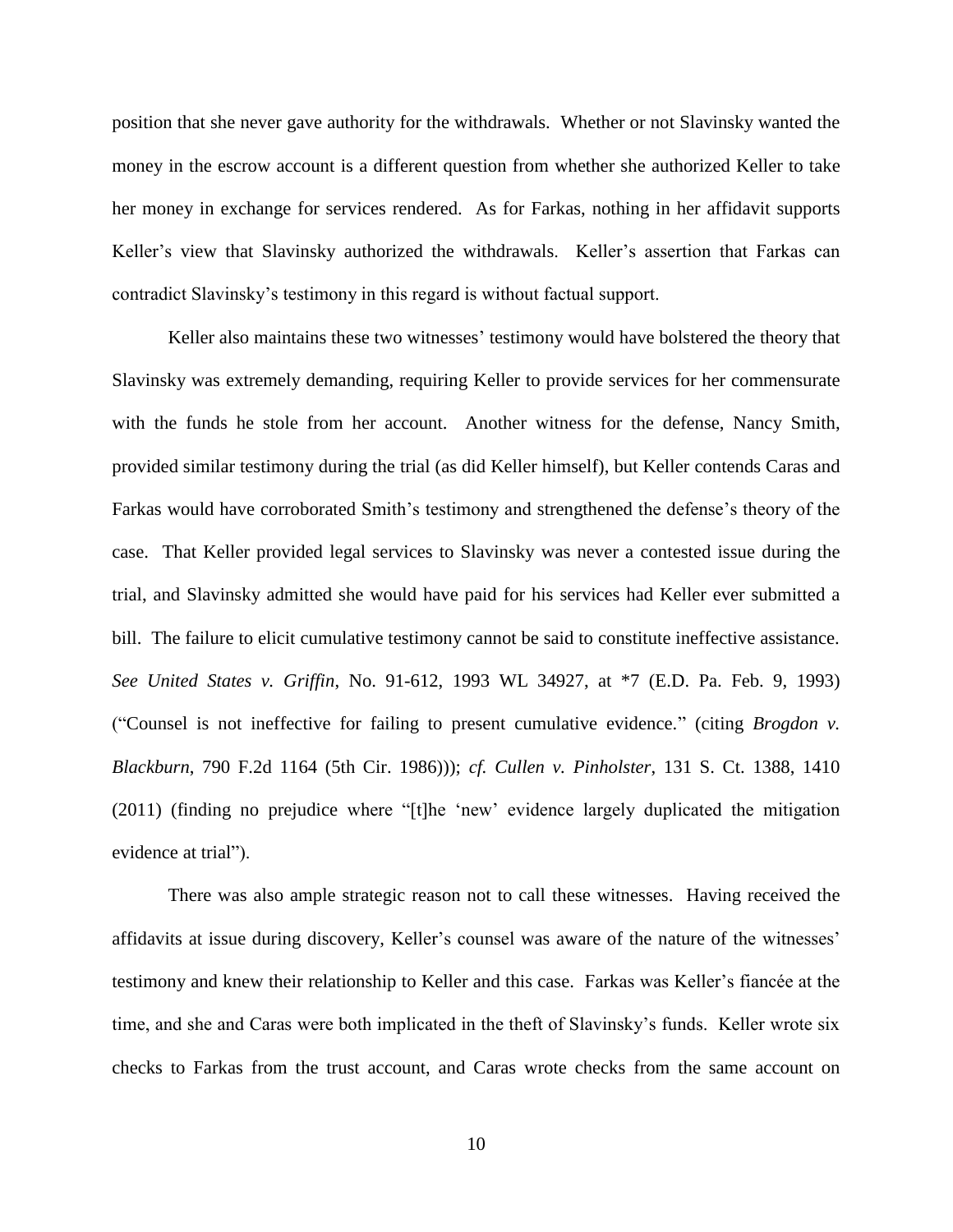position that she never gave authority for the withdrawals. Whether or not Slavinsky wanted the money in the escrow account is a different question from whether she authorized Keller to take her money in exchange for services rendered. As for Farkas, nothing in her affidavit supports Keller's view that Slavinsky authorized the withdrawals. Keller's assertion that Farkas can contradict Slavinsky's testimony in this regard is without factual support.

Keller also maintains these two witnesses' testimony would have bolstered the theory that Slavinsky was extremely demanding, requiring Keller to provide services for her commensurate with the funds he stole from her account. Another witness for the defense, Nancy Smith, provided similar testimony during the trial (as did Keller himself), but Keller contends Caras and Farkas would have corroborated Smith's testimony and strengthened the defense's theory of the case. That Keller provided legal services to Slavinsky was never a contested issue during the trial, and Slavinsky admitted she would have paid for his services had Keller ever submitted a bill. The failure to elicit cumulative testimony cannot be said to constitute ineffective assistance. *See United States v. Griffin*, No. 91-612, 1993 WL 34927, at *7 (E.D. Pa. Feb. 9, 1993) ("Counsel is not ineffective for failing to present cumulative evidence." (citing *Brogdon v. Blackburn*, 790 F.2d 1164 (5th Cir. 1986))); *cf. Cullen v. Pinholster*, 131 S. Ct. 1388, 1410 (2011) (finding no prejudice where "[t]he 'new' evidence largely duplicated the mitigation evidence at trial").

There was also ample strategic reason not to call these witnesses. Having received the affidavits at issue during discovery, Keller's counsel was aware of the nature of the witnesses' testimony and knew their relationship to Keller and this case. Farkas was Keller's fiancée at the time, and she and Caras were both implicated in the theft of Slavinsky's funds. Keller wrote six checks to Farkas from the trust account, and Caras wrote checks from the same account on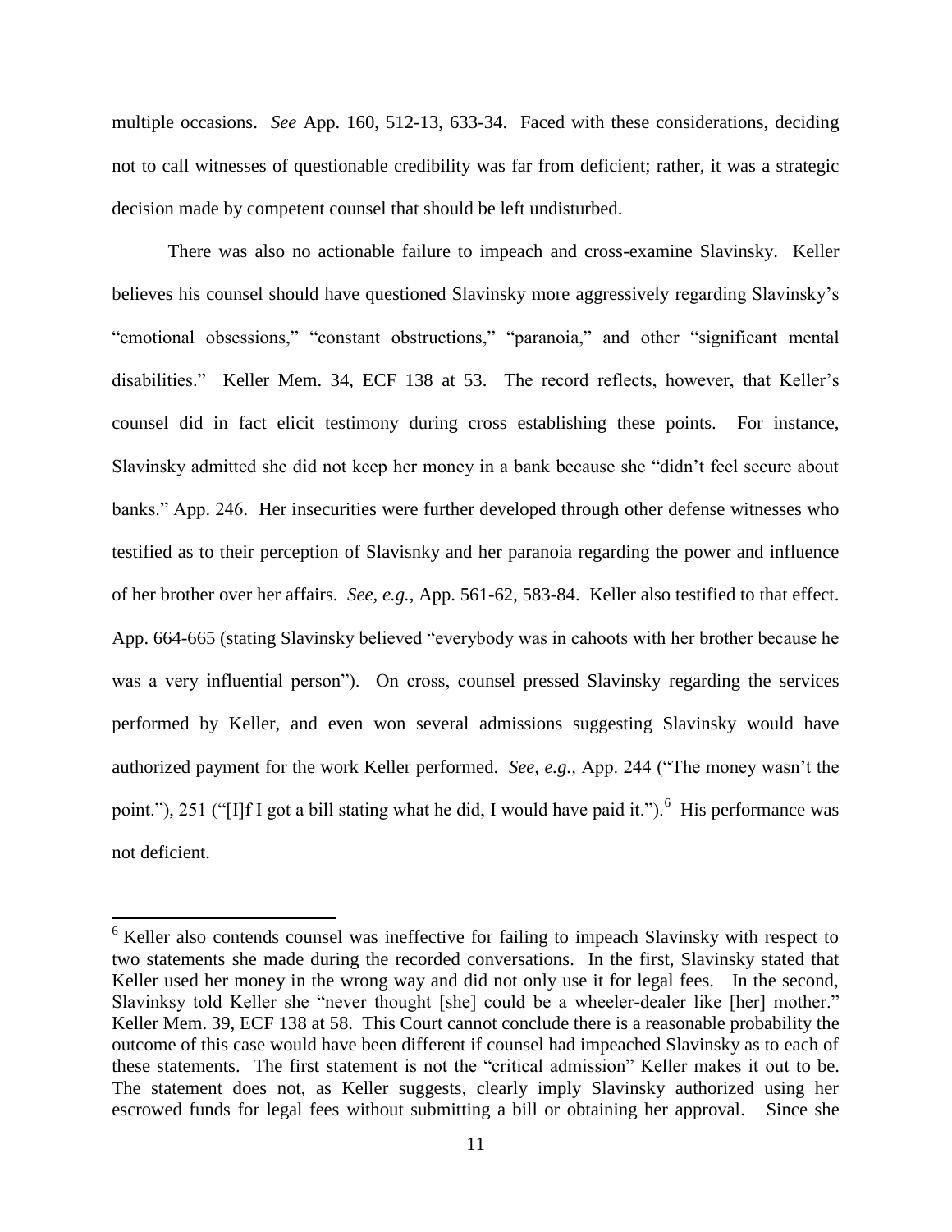multiple occasions. *See* App. 160, 512-13, 633-34. Faced with these considerations, deciding not to call witnesses of questionable credibility was far from deficient; rather, it was a strategic decision made by competent counsel that should be left undisturbed.

There was also no actionable failure to impeach and cross-examine Slavinsky. Keller believes his counsel should have questioned Slavinsky more aggressively regarding Slavinsky's "emotional obsessions," "constant obstructions," "paranoia," and other "significant mental disabilities." Keller Mem. 34, ECF 138 at 53. The record reflects, however, that Keller's counsel did in fact elicit testimony during cross establishing these points. For instance, Slavinsky admitted she did not keep her money in a bank because she "didn't feel secure about banks." App. 246. Her insecurities were further developed through other defense witnesses who testified as to their perception of Slavisnky and her paranoia regarding the power and influence of her brother over her affairs. *See, e.g.*, App. 561-62, 583-84. Keller also testified to that effect. App. 664-665 (stating Slavinsky believed "everybody was in cahoots with her brother because he was a very influential person"). On cross, counsel pressed Slavinsky regarding the services performed by Keller, and even won several admissions suggesting Slavinsky would have authorized payment for the work Keller performed. *See, e.g.*, App. 244 ("The money wasn't the point."), 251 ("[I]f I got a bill stating what he did, I would have paid it.").[6] His performance was not deficient.

---

[6] Keller also contends counsel was ineffective for failing to impeach Slavinsky with respect to two statements she made during the recorded conversations. In the first, Slavinsky stated that Keller used her money in the wrong way and did not only use it for legal fees. In the second, Slavinksy told Keller she "never thought [she] could be a wheeler-dealer like [her] mother." Keller Mem. 39, ECF 138 at 58. This Court cannot conclude there is a reasonable probability the outcome of this case would have been different if counsel had impeached Slavinsky as to each of these statements. The first statement is not the "critical admission" Keller makes it out to be. The statement does not, as Keller suggests, clearly imply Slavinsky authorized using her escrowed funds for legal fees without submitting a bill or obtaining her approval. Since she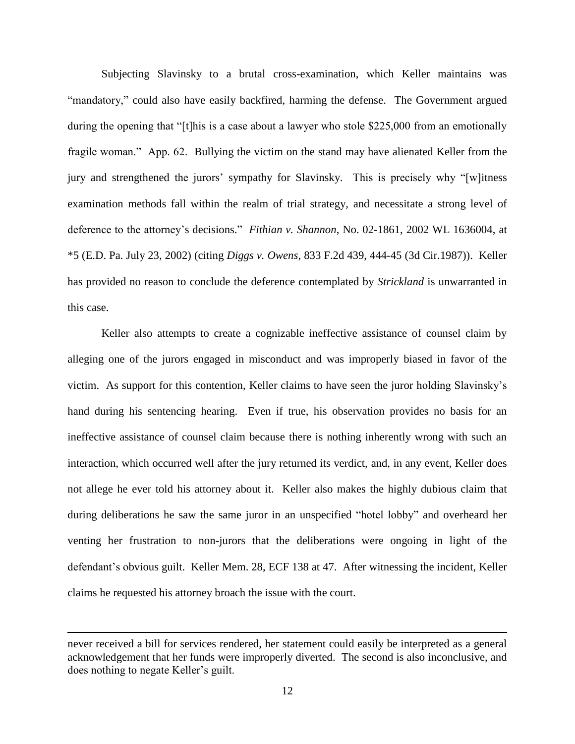Subjecting Slavinsky to a brutal cross-examination, which Keller maintains was "mandatory," could also have easily backfired, harming the defense. The Government argued during the opening that "[t]his is a case about a lawyer who stole $225,000 from an emotionally fragile woman." App. 62. Bullying the victim on the stand may have alienated Keller from the jury and strengthened the jurors' sympathy for Slavinsky. This is precisely why "[w]itness examination methods fall within the realm of trial strategy, and necessitate a strong level of deference to the attorney's decisions." *Fithian v. Shannon*, No. 02-1861, 2002 WL 1636004, at *5 (E.D. Pa. July 23, 2002) (citing *Diggs v. Owens,* 833 F.2d 439, 444-45 (3d Cir.1987)). Keller has provided no reason to conclude the deference contemplated by *Strickland* is unwarranted in this case.

Keller also attempts to create a cognizable ineffective assistance of counsel claim by alleging one of the jurors engaged in misconduct and was improperly biased in favor of the victim. As support for this contention, Keller claims to have seen the juror holding Slavinsky's hand during his sentencing hearing. Even if true, his observation provides no basis for an ineffective assistance of counsel claim because there is nothing inherently wrong with such an interaction, which occurred well after the jury returned its verdict, and, in any event, Keller does not allege he ever told his attorney about it. Keller also makes the highly dubious claim that during deliberations he saw the same juror in an unspecified "hotel lobby" and overheard her venting her frustration to non-jurors that the deliberations were ongoing in light of the defendant's obvious guilt. Keller Mem. 28, ECF 138 at 47. After witnessing the incident, Keller claims he requested his attorney broach the issue with the court.

---

never received a bill for services rendered, her statement could easily be interpreted as a general acknowledgement that her funds were improperly diverted. The second is also inconclusive, and does nothing to negate Keller's guilt.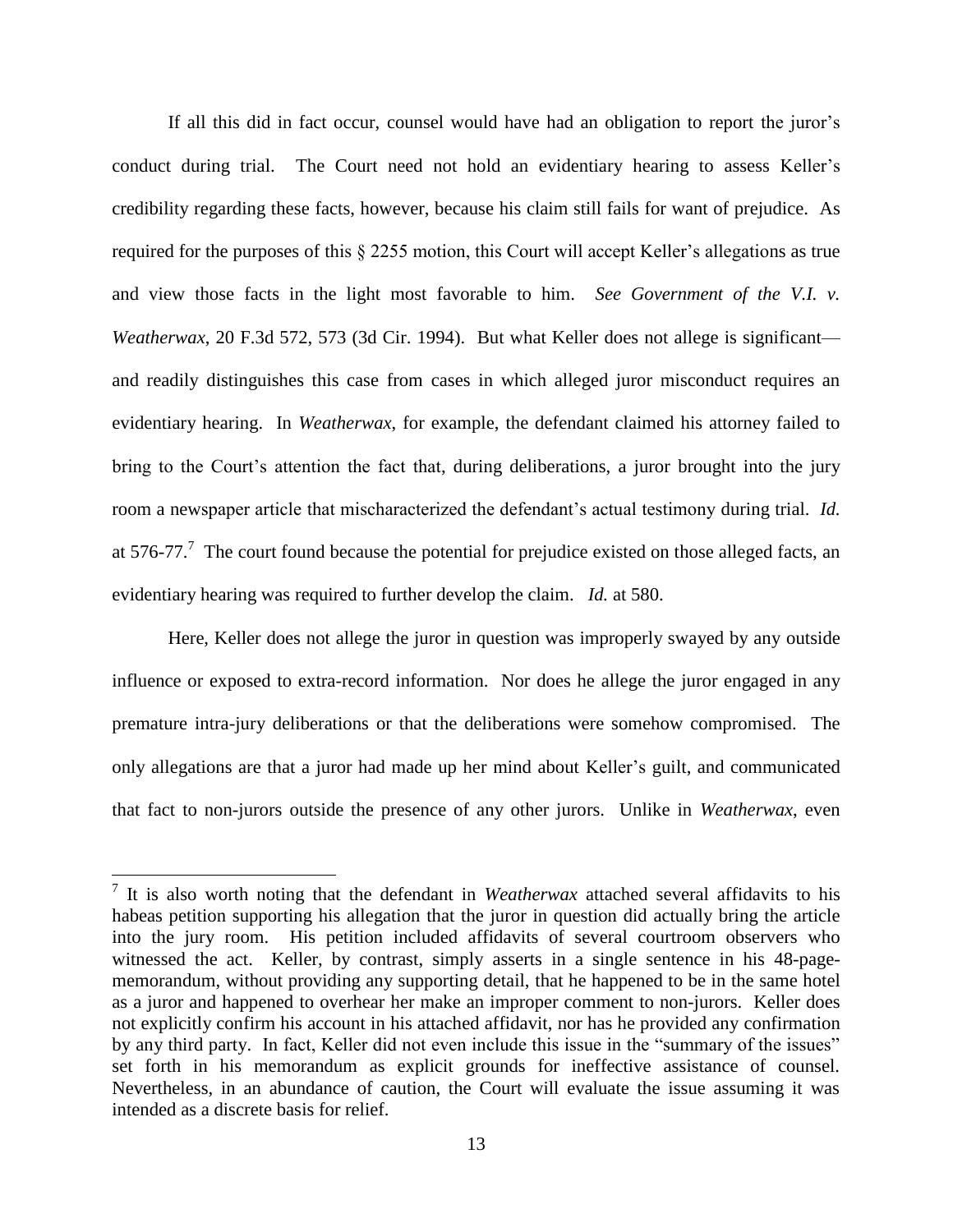If all this did in fact occur, counsel would have had an obligation to report the juror's conduct during trial. The Court need not hold an evidentiary hearing to assess Keller's credibility regarding these facts, however, because his claim still fails for want of prejudice. As required for the purposes of this § 2255 motion, this Court will accept Keller's allegations as true and view those facts in the light most favorable to him. *See Government of the V.I. v. Weatherwax*, 20 F.3d 572, 573 (3d Cir. 1994). But what Keller does not allege is significant—and readily distinguishes this case from cases in which alleged juror misconduct requires an evidentiary hearing. In *Weatherwax*, for example, the defendant claimed his attorney failed to bring to the Court's attention the fact that, during deliberations, a juror brought into the jury room a newspaper article that mischaracterized the defendant's actual testimony during trial. *Id.* at 576-77.[7] The court found because the potential for prejudice existed on those alleged facts, an evidentiary hearing was required to further develop the claim. *Id.* at 580.

Here, Keller does not allege the juror in question was improperly swayed by any outside influence or exposed to extra-record information. Nor does he allege the juror engaged in any premature intra-jury deliberations or that the deliberations were somehow compromised. The only allegations are that a juror had made up her mind about Keller's guilt, and communicated that fact to non-jurors outside the presence of any other jurors. Unlike in *Weatherwax*, even

---

[7] It is also worth noting that the defendant in *Weatherwax* attached several affidavits to his habeas petition supporting his allegation that the juror in question did actually bring the article into the jury room. His petition included affidavits of several courtroom observers who witnessed the act. Keller, by contrast, simply asserts in a single sentence in his 48-page-memorandum, without providing any supporting detail, that he happened to be in the same hotel as a juror and happened to overhear her make an improper comment to non-jurors. Keller does not explicitly confirm his account in his attached affidavit, nor has he provided any confirmation by any third party. In fact, Keller did not even include this issue in the "summary of the issues" set forth in his memorandum as explicit grounds for ineffective assistance of counsel. Nevertheless, in an abundance of caution, the Court will evaluate the issue assuming it was intended as a discrete basis for relief.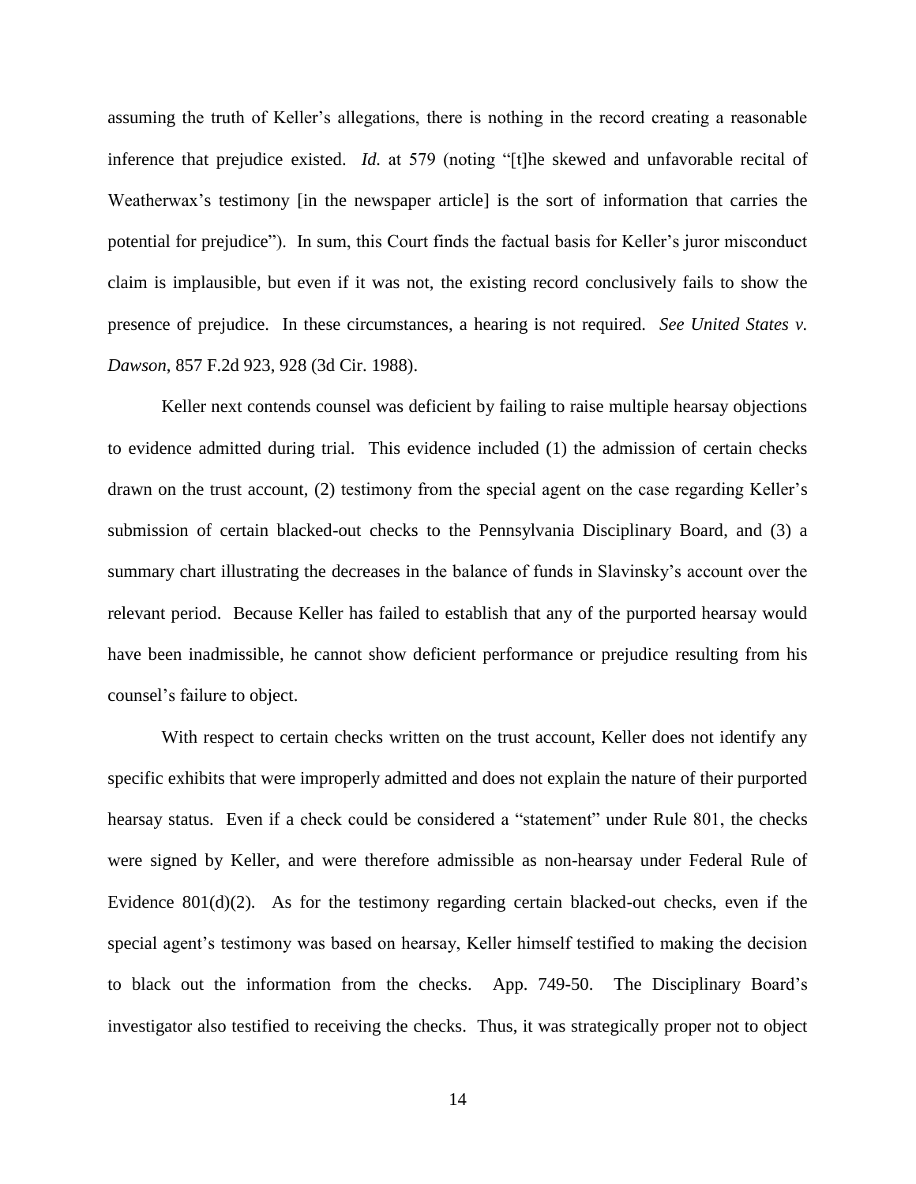assuming the truth of Keller's allegations, there is nothing in the record creating a reasonable inference that prejudice existed. *Id.* at 579 (noting "[t]he skewed and unfavorable recital of Weatherwax's testimony [in the newspaper article] is the sort of information that carries the potential for prejudice"). In sum, this Court finds the factual basis for Keller's juror misconduct claim is implausible, but even if it was not, the existing record conclusively fails to show the presence of prejudice. In these circumstances, a hearing is not required. *See United States v. Dawson*, 857 F.2d 923, 928 (3d Cir. 1988).

Keller next contends counsel was deficient by failing to raise multiple hearsay objections to evidence admitted during trial. This evidence included (1) the admission of certain checks drawn on the trust account, (2) testimony from the special agent on the case regarding Keller's submission of certain blacked-out checks to the Pennsylvania Disciplinary Board, and (3) a summary chart illustrating the decreases in the balance of funds in Slavinsky's account over the relevant period. Because Keller has failed to establish that any of the purported hearsay would have been inadmissible, he cannot show deficient performance or prejudice resulting from his counsel's failure to object.

With respect to certain checks written on the trust account, Keller does not identify any specific exhibits that were improperly admitted and does not explain the nature of their purported hearsay status. Even if a check could be considered a "statement" under Rule 801, the checks were signed by Keller, and were therefore admissible as non-hearsay under Federal Rule of Evidence 801(d)(2). As for the testimony regarding certain blacked-out checks, even if the special agent's testimony was based on hearsay, Keller himself testified to making the decision to black out the information from the checks. App. 749-50. The Disciplinary Board's investigator also testified to receiving the checks. Thus, it was strategically proper not to object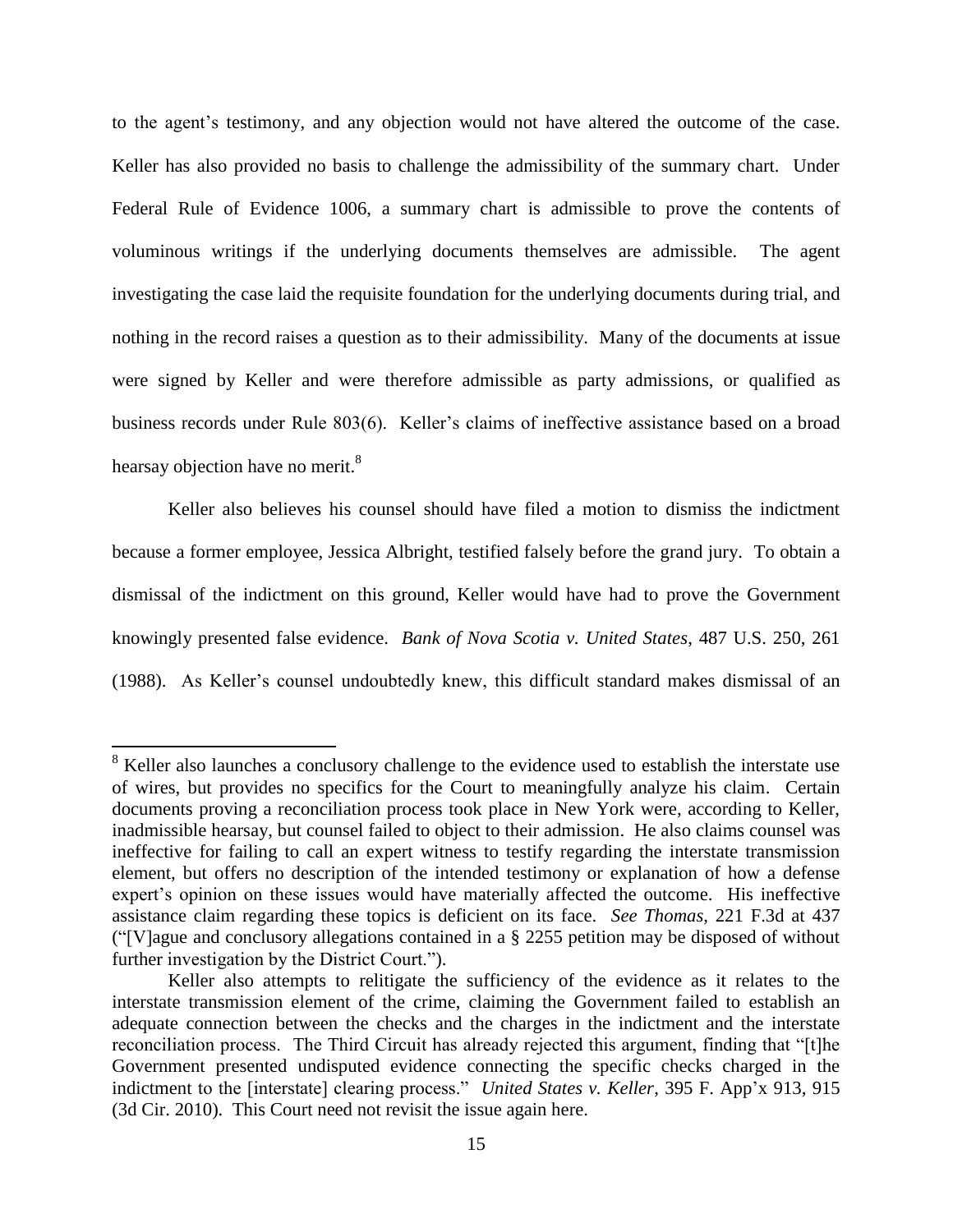to the agent's testimony, and any objection would not have altered the outcome of the case. Keller has also provided no basis to challenge the admissibility of the summary chart. Under Federal Rule of Evidence 1006, a summary chart is admissible to prove the contents of voluminous writings if the underlying documents themselves are admissible. The agent investigating the case laid the requisite foundation for the underlying documents during trial, and nothing in the record raises a question as to their admissibility. Many of the documents at issue were signed by Keller and were therefore admissible as party admissions, or qualified as business records under Rule 803(6). Keller's claims of ineffective assistance based on a broad hearsay objection have no merit.[8]

Keller also believes his counsel should have filed a motion to dismiss the indictment because a former employee, Jessica Albright, testified falsely before the grand jury. To obtain a dismissal of the indictment on this ground, Keller would have had to prove the Government knowingly presented false evidence. *Bank of Nova Scotia v. United States*, 487 U.S. 250, 261 (1988). As Keller's counsel undoubtedly knew, this difficult standard makes dismissal of an

---

[8] Keller also launches a conclusory challenge to the evidence used to establish the interstate use of wires, but provides no specifics for the Court to meaningfully analyze his claim. Certain documents proving a reconciliation process took place in New York were, according to Keller, inadmissible hearsay, but counsel failed to object to their admission. He also claims counsel was ineffective for failing to call an expert witness to testify regarding the interstate transmission element, but offers no description of the intended testimony or explanation of how a defense expert's opinion on these issues would have materially affected the outcome. His ineffective assistance claim regarding these topics is deficient on its face. *See Thomas*, 221 F.3d at 437 ("[V]ague and conclusory allegations contained in a § 2255 petition may be disposed of without further investigation by the District Court.").

Keller also attempts to relitigate the sufficiency of the evidence as it relates to the interstate transmission element of the crime, claiming the Government failed to establish an adequate connection between the checks and the charges in the indictment and the interstate reconciliation process. The Third Circuit has already rejected this argument, finding that "[t]he Government presented undisputed evidence connecting the specific checks charged in the indictment to the [interstate] clearing process." *United States v. Keller*, 395 F. App'x 913, 915 (3d Cir. 2010). This Court need not revisit the issue again here.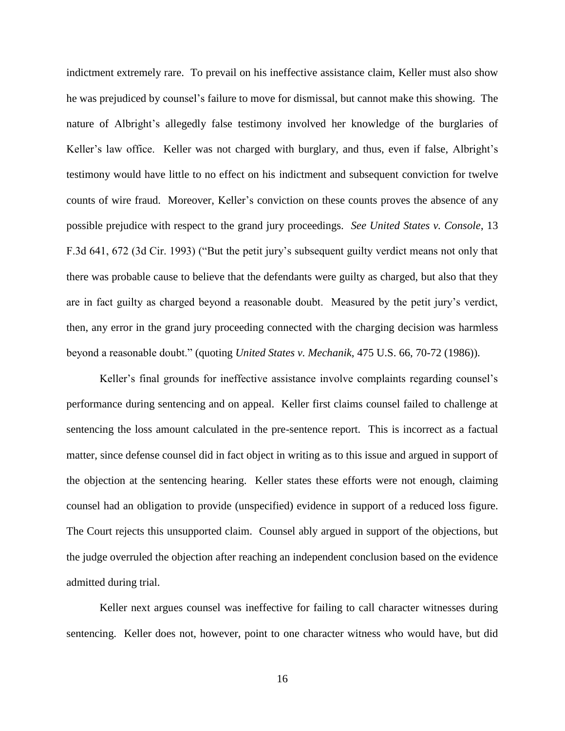indictment extremely rare. To prevail on his ineffective assistance claim, Keller must also show he was prejudiced by counsel's failure to move for dismissal, but cannot make this showing. The nature of Albright's allegedly false testimony involved her knowledge of the burglaries of Keller's law office. Keller was not charged with burglary, and thus, even if false, Albright's testimony would have little to no effect on his indictment and subsequent conviction for twelve counts of wire fraud. Moreover, Keller's conviction on these counts proves the absence of any possible prejudice with respect to the grand jury proceedings. *See United States v. Console*, 13 F.3d 641, 672 (3d Cir. 1993) ("But the petit jury's subsequent guilty verdict means not only that there was probable cause to believe that the defendants were guilty as charged, but also that they are in fact guilty as charged beyond a reasonable doubt. Measured by the petit jury's verdict, then, any error in the grand jury proceeding connected with the charging decision was harmless beyond a reasonable doubt." (quoting *United States v. Mechanik*, 475 U.S. 66, 70-72 (1986)).

Keller's final grounds for ineffective assistance involve complaints regarding counsel's performance during sentencing and on appeal. Keller first claims counsel failed to challenge at sentencing the loss amount calculated in the pre-sentence report. This is incorrect as a factual matter, since defense counsel did in fact object in writing as to this issue and argued in support of the objection at the sentencing hearing. Keller states these efforts were not enough, claiming counsel had an obligation to provide (unspecified) evidence in support of a reduced loss figure. The Court rejects this unsupported claim. Counsel ably argued in support of the objections, but the judge overruled the objection after reaching an independent conclusion based on the evidence admitted during trial.

Keller next argues counsel was ineffective for failing to call character witnesses during sentencing. Keller does not, however, point to one character witness who would have, but did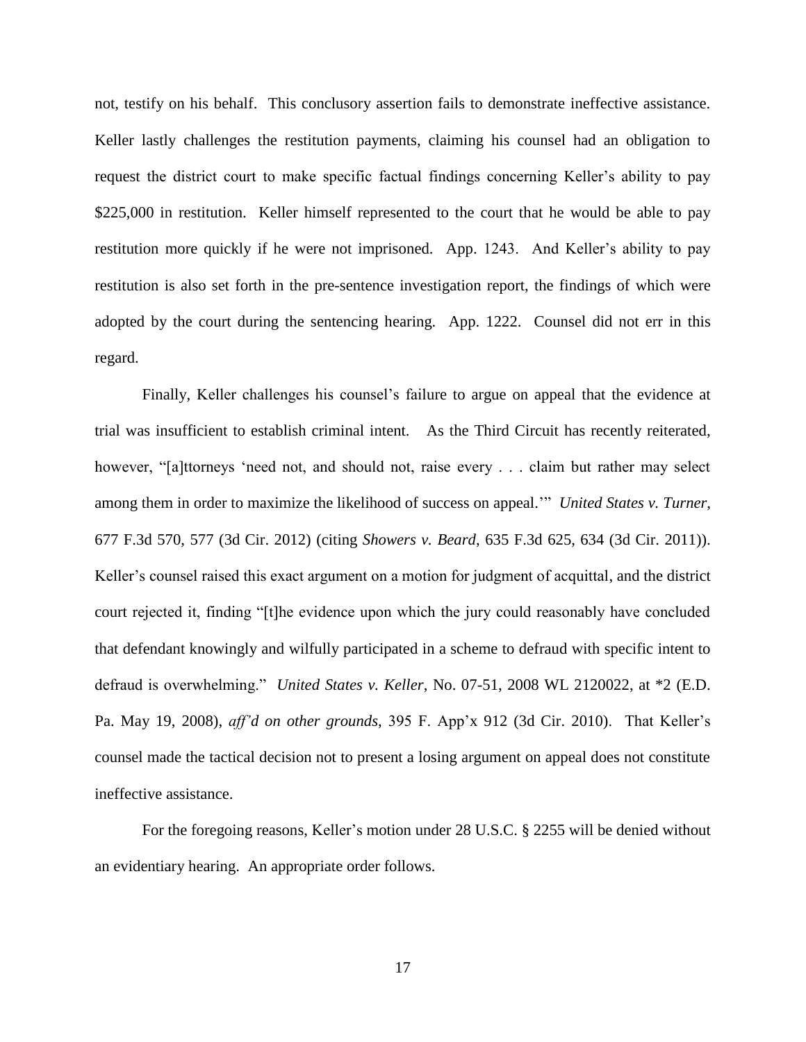not, testify on his behalf. This conclusory assertion fails to demonstrate ineffective assistance. Keller lastly challenges the restitution payments, claiming his counsel had an obligation to request the district court to make specific factual findings concerning Keller's ability to pay $225,000 in restitution. Keller himself represented to the court that he would be able to pay restitution more quickly if he were not imprisoned. App. 1243. And Keller's ability to pay restitution is also set forth in the pre-sentence investigation report, the findings of which were adopted by the court during the sentencing hearing. App. 1222. Counsel did not err in this regard.

Finally, Keller challenges his counsel's failure to argue on appeal that the evidence at trial was insufficient to establish criminal intent. As the Third Circuit has recently reiterated, however, "[a]ttorneys 'need not, and should not, raise every . . . claim but rather may select among them in order to maximize the likelihood of success on appeal.'" *United States v. Turner*, 677 F.3d 570, 577 (3d Cir. 2012) (citing *Showers v. Beard*, 635 F.3d 625, 634 (3d Cir. 2011)). Keller's counsel raised this exact argument on a motion for judgment of acquittal, and the district court rejected it, finding "[t]he evidence upon which the jury could reasonably have concluded that defendant knowingly and wilfully participated in a scheme to defraud with specific intent to defraud is overwhelming." *United States v. Keller*, No. 07-51, 2008 WL 2120022, at *2 (E.D. Pa. May 19, 2008), *aff'd on other grounds*, 395 F. App'x 912 (3d Cir. 2010). That Keller's counsel made the tactical decision not to present a losing argument on appeal does not constitute ineffective assistance.

For the foregoing reasons, Keller's motion under 28 U.S.C. § 2255 will be denied without an evidentiary hearing. An appropriate order follows.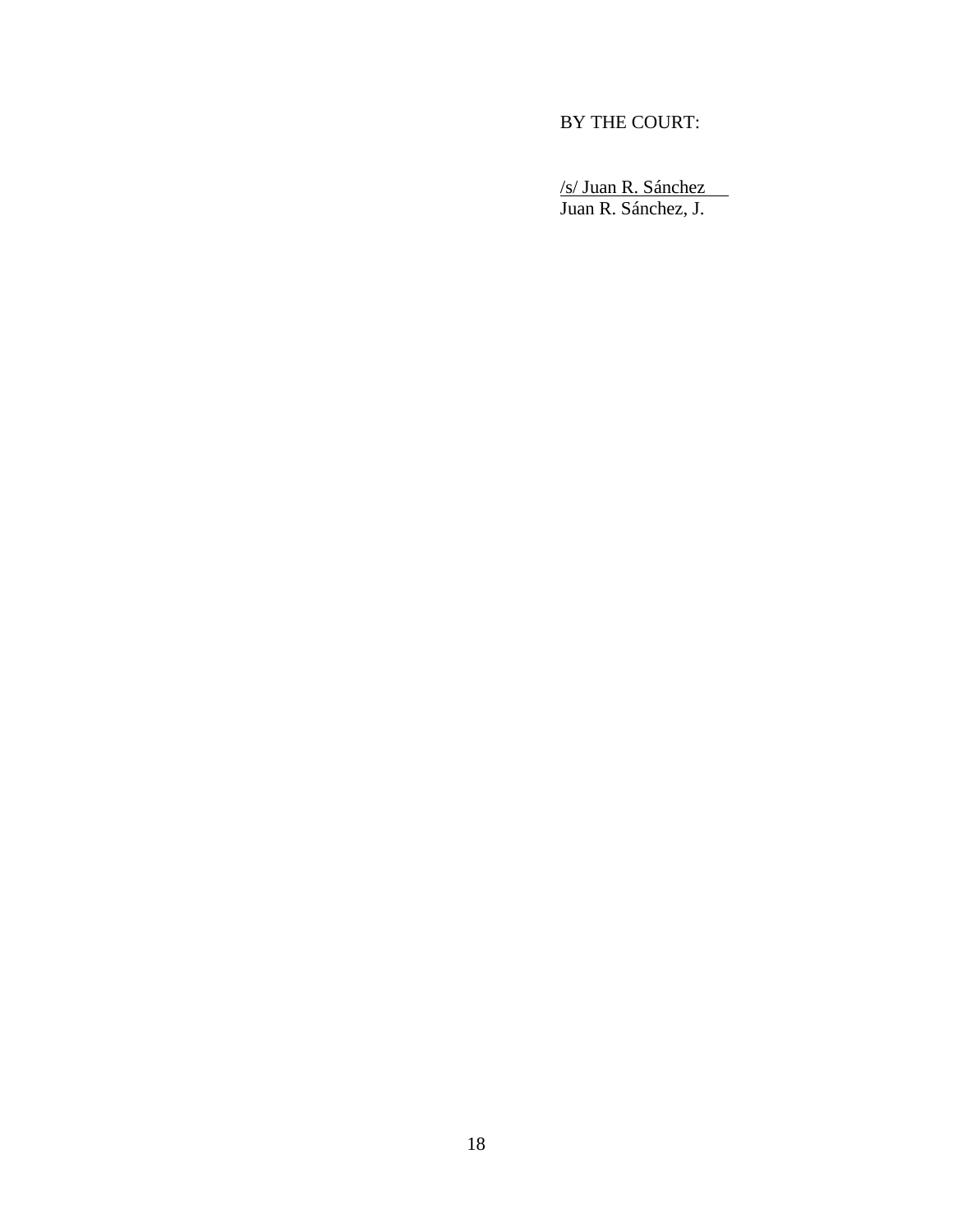BY THE COURT:

/s/ Juan R. Sánchez
Juan R. Sánchez, J.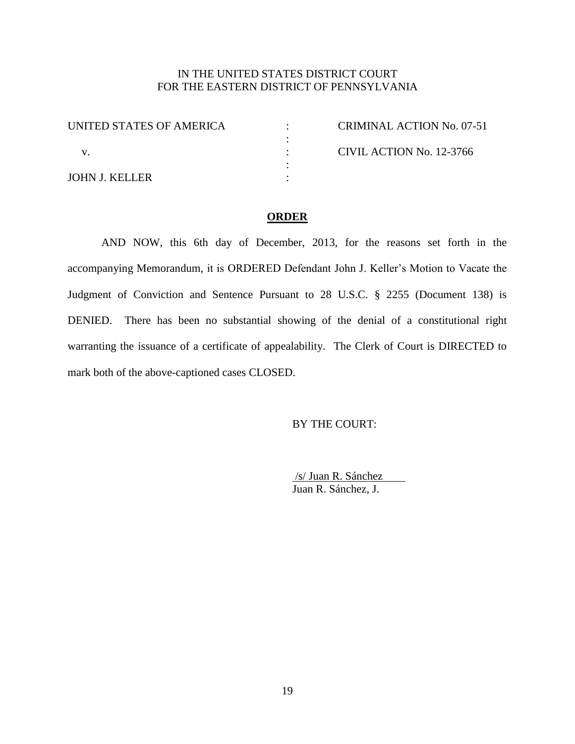IN THE UNITED STATES DISTRICT COURT
FOR THE EASTERN DISTRICT OF PENNSYLVANIA

| | | |
|---|---|---|
| UNITED STATES OF AMERICA | : | CRIMINAL ACTION No. 07-51 |
| | : | |
| v. | : | CIVIL ACTION No. 12-3766 |
| | : | |
| JOHN J. KELLER | : | |

**ORDER**

AND NOW, this 6th day of December, 2013, for the reasons set forth in the accompanying Memorandum, it is ORDERED Defendant John J. Keller's Motion to Vacate the Judgment of Conviction and Sentence Pursuant to 28 U.S.C. § 2255 (Document 138) is DENIED. There has been no substantial showing of the denial of a constitutional right warranting the issuance of a certificate of appealability. The Clerk of Court is DIRECTED to mark both of the above-captioned cases CLOSED.

BY THE COURT:

/s/ Juan R. Sánchez
Juan R. Sánchez, J.